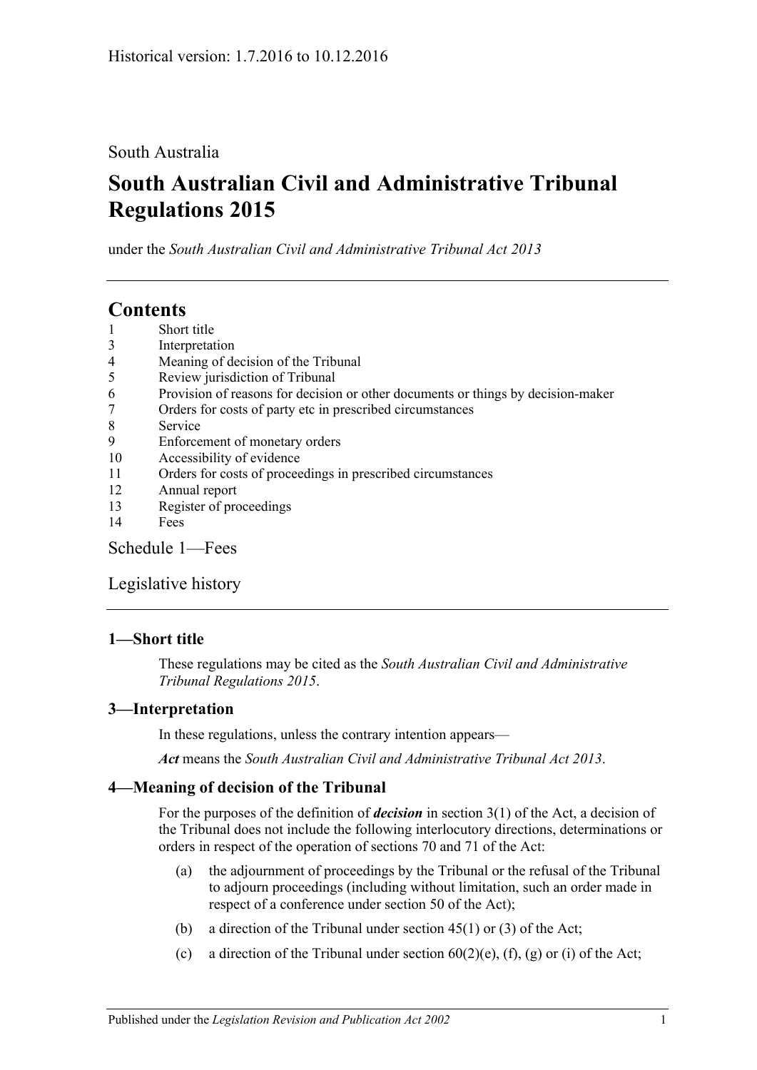Historical version: 1.7.2016 to 10.12.2016

South Australia

# South Australian Civil and Administrative Tribunal Regulations 2015

under the *South Australian Civil and Administrative Tribunal Act 2013*

## Contents

1 Short title
3 Interpretation
4 Meaning of decision of the Tribunal
5 Review jurisdiction of Tribunal
6 Provision of reasons for decision or other documents or things by decision-maker
7 Orders for costs of party etc in prescribed circumstances
8 Service
9 Enforcement of monetary orders
10 Accessibility of evidence
11 Orders for costs of proceedings in prescribed circumstances
12 Annual report
13 Register of proceedings
14 Fees

Schedule 1—Fees

Legislative history

### 1—Short title

These regulations may be cited as the *South Australian Civil and Administrative Tribunal Regulations 2015*.

### 3—Interpretation

In these regulations, unless the contrary intention appears—

***Act*** means the *South Australian Civil and Administrative Tribunal Act 2013*.

### 4—Meaning of decision of the Tribunal

For the purposes of the definition of ***decision*** in section 3(1) of the Act, a decision of the Tribunal does not include the following interlocutory directions, determinations or orders in respect of the operation of sections 70 and 71 of the Act:

(a) the adjournment of proceedings by the Tribunal or the refusal of the Tribunal to adjourn proceedings (including without limitation, such an order made in respect of a conference under section 50 of the Act);

(b) a direction of the Tribunal under section 45(1) or (3) of the Act;

(c) a direction of the Tribunal under section 60(2)(e), (f), (g) or (i) of the Act;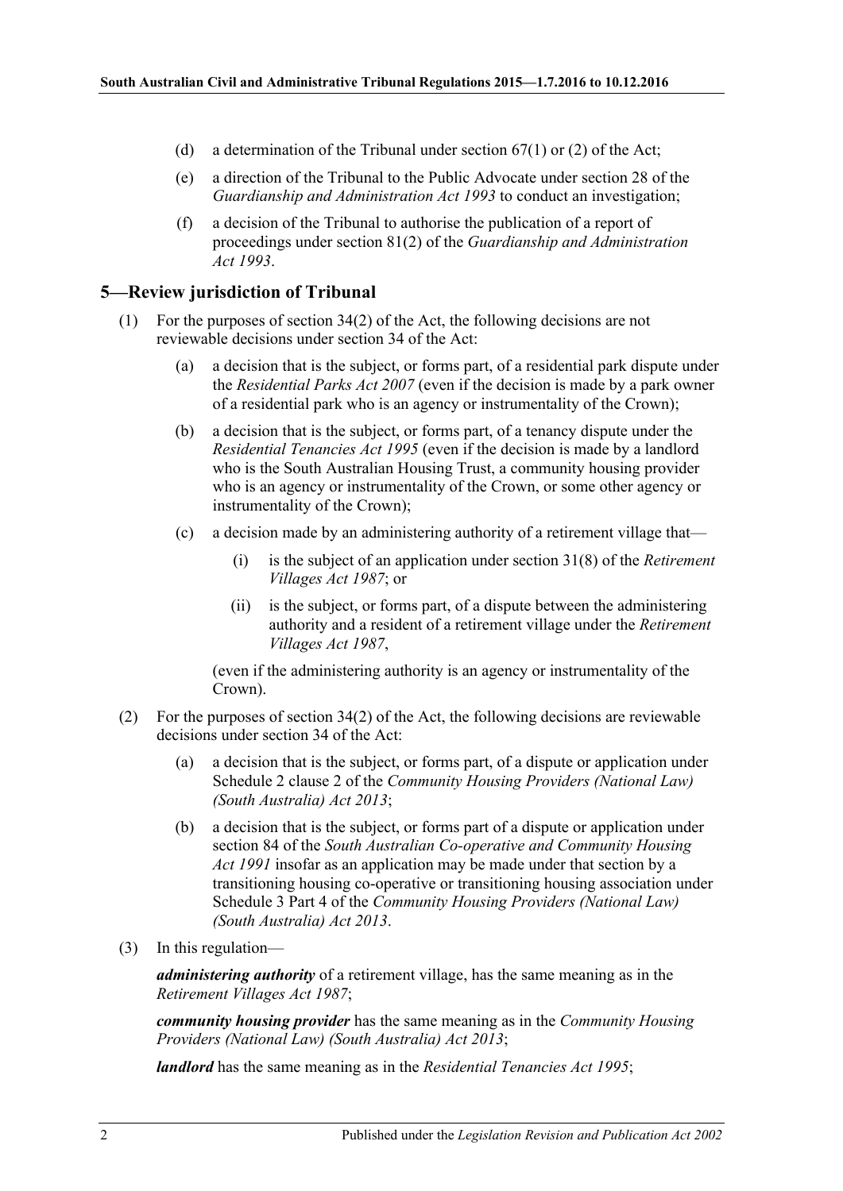(d) a determination of the Tribunal under section 67(1) or (2) of the Act;

(e) a direction of the Tribunal to the Public Advocate under section 28 of the *Guardianship and Administration Act 1993* to conduct an investigation;

(f) a decision of the Tribunal to authorise the publication of a report of proceedings under section 81(2) of the *Guardianship and Administration Act 1993*.

## 5—Review jurisdiction of Tribunal

(1) For the purposes of section 34(2) of the Act, the following decisions are not reviewable decisions under section 34 of the Act:

(a) a decision that is the subject, or forms part, of a residential park dispute under the *Residential Parks Act 2007* (even if the decision is made by a park owner of a residential park who is an agency or instrumentality of the Crown);

(b) a decision that is the subject, or forms part, of a tenancy dispute under the *Residential Tenancies Act 1995* (even if the decision is made by a landlord who is the South Australian Housing Trust, a community housing provider who is an agency or instrumentality of the Crown, or some other agency or instrumentality of the Crown);

(c) a decision made by an administering authority of a retirement village that—

(i) is the subject of an application under section 31(8) of the *Retirement Villages Act 1987*; or

(ii) is the subject, or forms part, of a dispute between the administering authority and a resident of a retirement village under the *Retirement Villages Act 1987*,

(even if the administering authority is an agency or instrumentality of the Crown).

(2) For the purposes of section 34(2) of the Act, the following decisions are reviewable decisions under section 34 of the Act:

(a) a decision that is the subject, or forms part, of a dispute or application under Schedule 2 clause 2 of the *Community Housing Providers (National Law) (South Australia) Act 2013*;

(b) a decision that is the subject, or forms part of a dispute or application under section 84 of the *South Australian Co-operative and Community Housing Act 1991* insofar as an application may be made under that section by a transitioning housing co-operative or transitioning housing association under Schedule 3 Part 4 of the *Community Housing Providers (National Law) (South Australia) Act 2013*.

(3) In this regulation—

***administering authority*** of a retirement village, has the same meaning as in the *Retirement Villages Act 1987*;

***community housing provider*** has the same meaning as in the *Community Housing Providers (National Law) (South Australia) Act 2013*;

***landlord*** has the same meaning as in the *Residential Tenancies Act 1995*;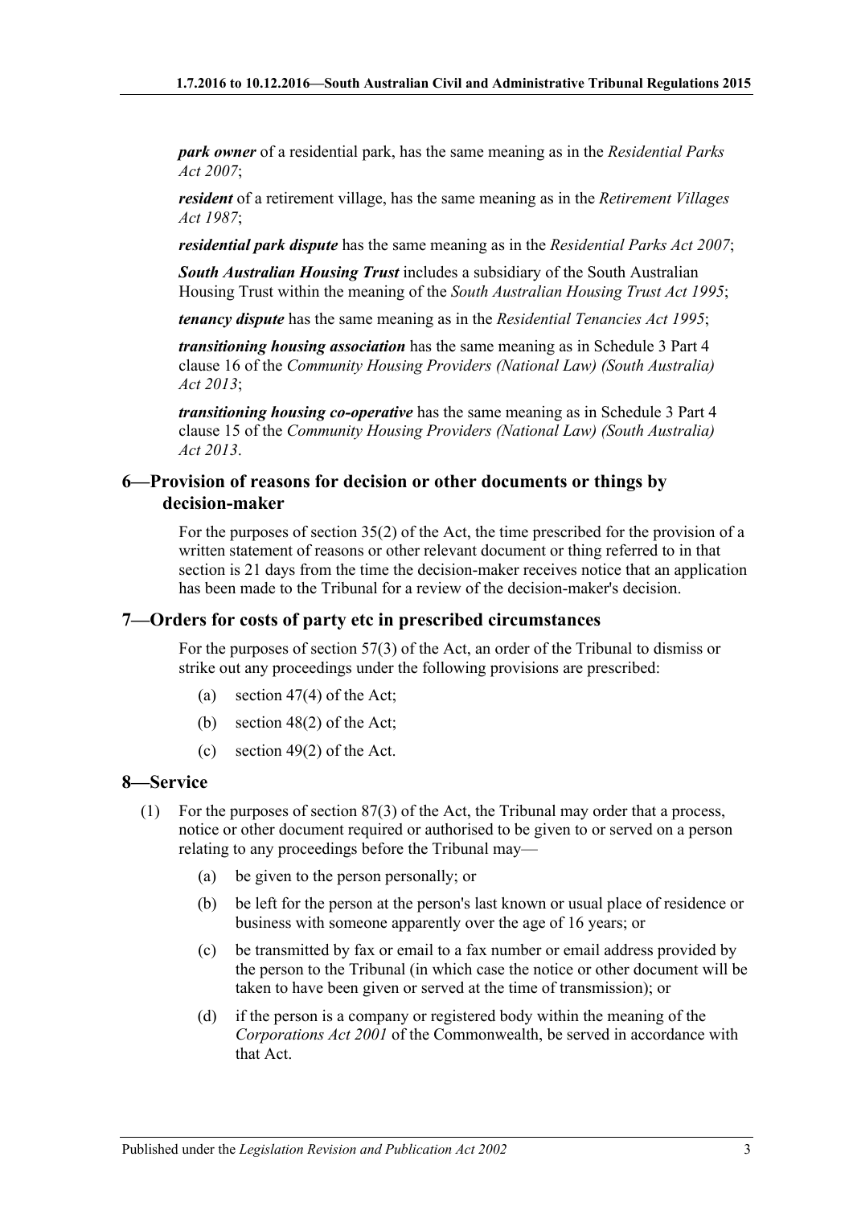***park owner*** of a residential park, has the same meaning as in the *Residential Parks Act 2007*;

***resident*** of a retirement village, has the same meaning as in the *Retirement Villages Act 1987*;

***residential park dispute*** has the same meaning as in the *Residential Parks Act 2007*;

***South Australian Housing Trust*** includes a subsidiary of the South Australian Housing Trust within the meaning of the *South Australian Housing Trust Act 1995*;

***tenancy dispute*** has the same meaning as in the *Residential Tenancies Act 1995*;

***transitioning housing association*** has the same meaning as in Schedule 3 Part 4 clause 16 of the *Community Housing Providers (National Law) (South Australia) Act 2013*;

***transitioning housing co-operative*** has the same meaning as in Schedule 3 Part 4 clause 15 of the *Community Housing Providers (National Law) (South Australia) Act 2013*.

## 6—Provision of reasons for decision or other documents or things by decision-maker

For the purposes of section 35(2) of the Act, the time prescribed for the provision of a written statement of reasons or other relevant document or thing referred to in that section is 21 days from the time the decision-maker receives notice that an application has been made to the Tribunal for a review of the decision-maker's decision.

## 7—Orders for costs of party etc in prescribed circumstances

For the purposes of section 57(3) of the Act, an order of the Tribunal to dismiss or strike out any proceedings under the following provisions are prescribed:

(a) section 47(4) of the Act;

(b) section 48(2) of the Act;

(c) section 49(2) of the Act.

## 8—Service

(1) For the purposes of section 87(3) of the Act, the Tribunal may order that a process, notice or other document required or authorised to be given to or served on a person relating to any proceedings before the Tribunal may—

(a) be given to the person personally; or

(b) be left for the person at the person's last known or usual place of residence or business with someone apparently over the age of 16 years; or

(c) be transmitted by fax or email to a fax number or email address provided by the person to the Tribunal (in which case the notice or other document will be taken to have been given or served at the time of transmission); or

(d) if the person is a company or registered body within the meaning of the *Corporations Act 2001* of the Commonwealth, be served in accordance with that Act.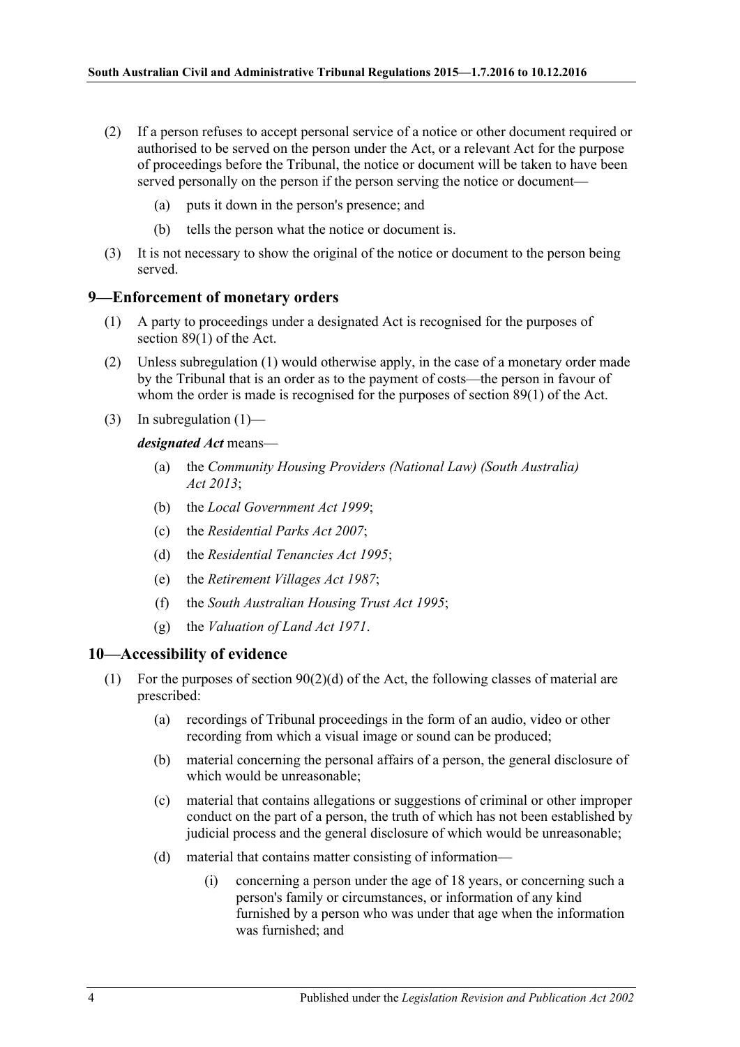(2) If a person refuses to accept personal service of a notice or other document required or authorised to be served on the person under the Act, or a relevant Act for the purpose of proceedings before the Tribunal, the notice or document will be taken to have been served personally on the person if the person serving the notice or document—

(a) puts it down in the person's presence; and

(b) tells the person what the notice or document is.

(3) It is not necessary to show the original of the notice or document to the person being served.

## 9—Enforcement of monetary orders

(1) A party to proceedings under a designated Act is recognised for the purposes of section 89(1) of the Act.

(2) Unless subregulation (1) would otherwise apply, in the case of a monetary order made by the Tribunal that is an order as to the payment of costs—the person in favour of whom the order is made is recognised for the purposes of section 89(1) of the Act.

(3) In subregulation (1)—

***designated Act*** means—

(a) the *Community Housing Providers (National Law) (South Australia) Act 2013*;

(b) the *Local Government Act 1999*;

(c) the *Residential Parks Act 2007*;

(d) the *Residential Tenancies Act 1995*;

(e) the *Retirement Villages Act 1987*;

(f) the *South Australian Housing Trust Act 1995*;

(g) the *Valuation of Land Act 1971*.

## 10—Accessibility of evidence

(1) For the purposes of section 90(2)(d) of the Act, the following classes of material are prescribed:

(a) recordings of Tribunal proceedings in the form of an audio, video or other recording from which a visual image or sound can be produced;

(b) material concerning the personal affairs of a person, the general disclosure of which would be unreasonable;

(c) material that contains allegations or suggestions of criminal or other improper conduct on the part of a person, the truth of which has not been established by judicial process and the general disclosure of which would be unreasonable;

(d) material that contains matter consisting of information—

(i) concerning a person under the age of 18 years, or concerning such a person's family or circumstances, or information of any kind furnished by a person who was under that age when the information was furnished; and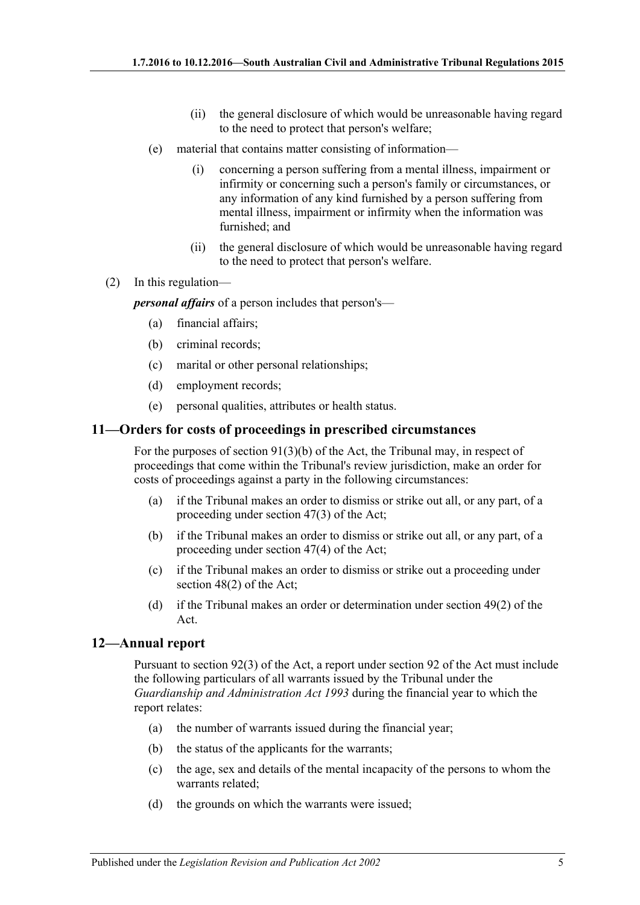(ii) the general disclosure of which would be unreasonable having regard to the need to protect that person's welfare;

(e) material that contains matter consisting of information—

(i) concerning a person suffering from a mental illness, impairment or infirmity or concerning such a person's family or circumstances, or any information of any kind furnished by a person suffering from mental illness, impairment or infirmity when the information was furnished; and

(ii) the general disclosure of which would be unreasonable having regard to the need to protect that person's welfare.

(2) In this regulation—

***personal affairs*** of a person includes that person's—

(a) financial affairs;

(b) criminal records;

(c) marital or other personal relationships;

(d) employment records;

(e) personal qualities, attributes or health status.

## 11—Orders for costs of proceedings in prescribed circumstances

For the purposes of section 91(3)(b) of the Act, the Tribunal may, in respect of proceedings that come within the Tribunal's review jurisdiction, make an order for costs of proceedings against a party in the following circumstances:

(a) if the Tribunal makes an order to dismiss or strike out all, or any part, of a proceeding under section 47(3) of the Act;

(b) if the Tribunal makes an order to dismiss or strike out all, or any part, of a proceeding under section 47(4) of the Act;

(c) if the Tribunal makes an order to dismiss or strike out a proceeding under section 48(2) of the Act;

(d) if the Tribunal makes an order or determination under section 49(2) of the Act.

## 12—Annual report

Pursuant to section 92(3) of the Act, a report under section 92 of the Act must include the following particulars of all warrants issued by the Tribunal under the *Guardianship and Administration Act 1993* during the financial year to which the report relates:

(a) the number of warrants issued during the financial year;

(b) the status of the applicants for the warrants;

(c) the age, sex and details of the mental incapacity of the persons to whom the warrants related;

(d) the grounds on which the warrants were issued;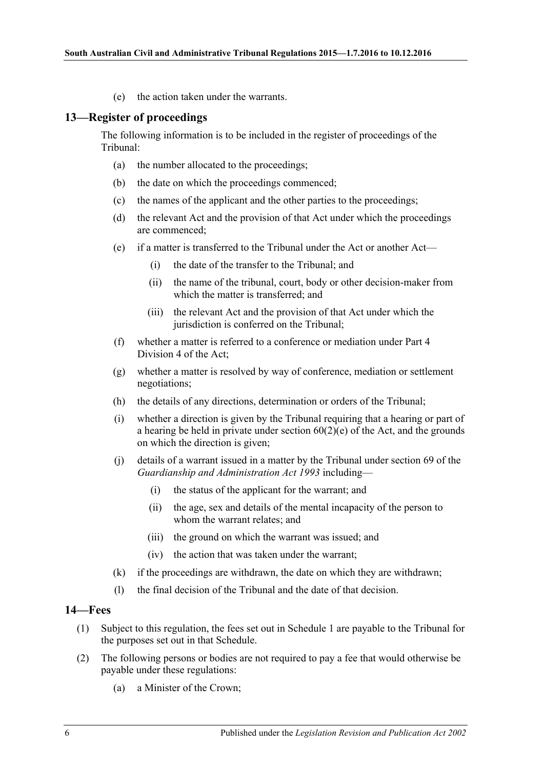(e) the action taken under the warrants.

## 13—Register of proceedings

The following information is to be included in the register of proceedings of the Tribunal:

(a) the number allocated to the proceedings;

(b) the date on which the proceedings commenced;

(c) the names of the applicant and the other parties to the proceedings;

(d) the relevant Act and the provision of that Act under which the proceedings are commenced;

(e) if a matter is transferred to the Tribunal under the Act or another Act—

(i) the date of the transfer to the Tribunal; and

(ii) the name of the tribunal, court, body or other decision-maker from which the matter is transferred; and

(iii) the relevant Act and the provision of that Act under which the jurisdiction is conferred on the Tribunal;

(f) whether a matter is referred to a conference or mediation under Part 4 Division 4 of the Act;

(g) whether a matter is resolved by way of conference, mediation or settlement negotiations;

(h) the details of any directions, determination or orders of the Tribunal;

(i) whether a direction is given by the Tribunal requiring that a hearing or part of a hearing be held in private under section 60(2)(e) of the Act, and the grounds on which the direction is given;

(j) details of a warrant issued in a matter by the Tribunal under section 69 of the *Guardianship and Administration Act 1993* including—

(i) the status of the applicant for the warrant; and

(ii) the age, sex and details of the mental incapacity of the person to whom the warrant relates; and

(iii) the ground on which the warrant was issued; and

(iv) the action that was taken under the warrant;

(k) if the proceedings are withdrawn, the date on which they are withdrawn;

(l) the final decision of the Tribunal and the date of that decision.

## 14—Fees

(1) Subject to this regulation, the fees set out in Schedule 1 are payable to the Tribunal for the purposes set out in that Schedule.

(2) The following persons or bodies are not required to pay a fee that would otherwise be payable under these regulations:

(a) a Minister of the Crown;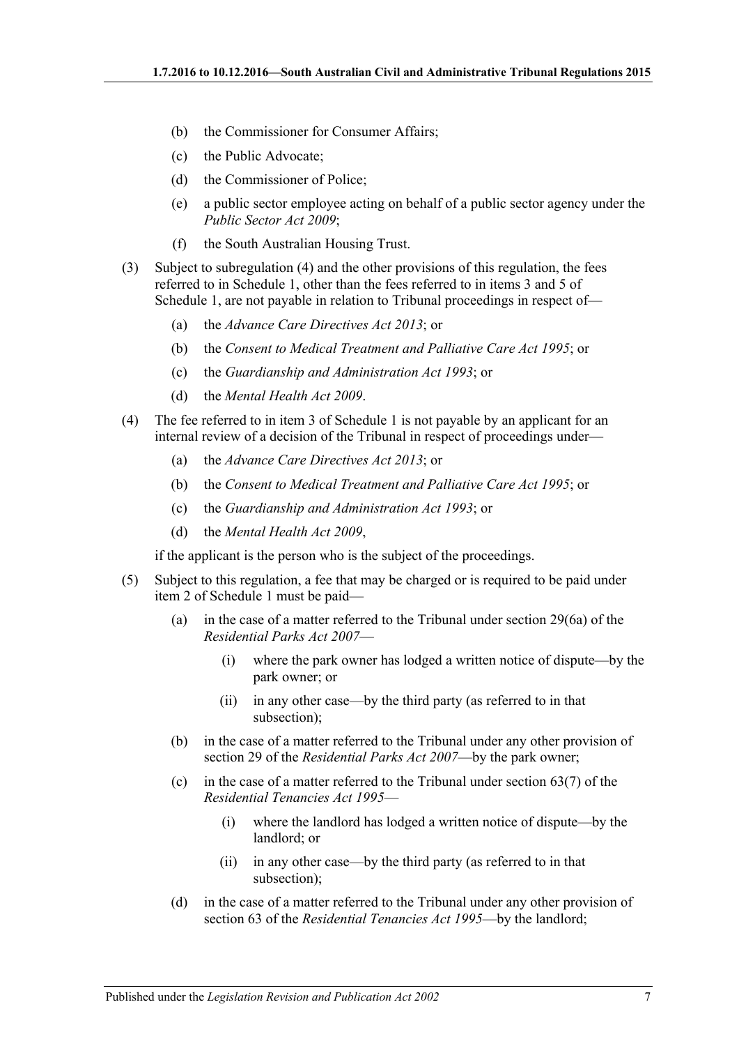(b) the Commissioner for Consumer Affairs;

(c) the Public Advocate;

(d) the Commissioner of Police;

(e) a public sector employee acting on behalf of a public sector agency under the *Public Sector Act 2009*;

(f) the South Australian Housing Trust.

(3) Subject to subregulation (4) and the other provisions of this regulation, the fees referred to in Schedule 1, other than the fees referred to in items 3 and 5 of Schedule 1, are not payable in relation to Tribunal proceedings in respect of—

(a) the *Advance Care Directives Act 2013*; or

(b) the *Consent to Medical Treatment and Palliative Care Act 1995*; or

(c) the *Guardianship and Administration Act 1993*; or

(d) the *Mental Health Act 2009*.

(4) The fee referred to in item 3 of Schedule 1 is not payable by an applicant for an internal review of a decision of the Tribunal in respect of proceedings under—

(a) the *Advance Care Directives Act 2013*; or

(b) the *Consent to Medical Treatment and Palliative Care Act 1995*; or

(c) the *Guardianship and Administration Act 1993*; or

(d) the *Mental Health Act 2009*,

if the applicant is the person who is the subject of the proceedings.

(5) Subject to this regulation, a fee that may be charged or is required to be paid under item 2 of Schedule 1 must be paid—

(a) in the case of a matter referred to the Tribunal under section 29(6a) of the *Residential Parks Act 2007*—

(i) where the park owner has lodged a written notice of dispute—by the park owner; or

(ii) in any other case—by the third party (as referred to in that subsection);

(b) in the case of a matter referred to the Tribunal under any other provision of section 29 of the *Residential Parks Act 2007*—by the park owner;

(c) in the case of a matter referred to the Tribunal under section 63(7) of the *Residential Tenancies Act 1995*—

(i) where the landlord has lodged a written notice of dispute—by the landlord; or

(ii) in any other case—by the third party (as referred to in that subsection);

(d) in the case of a matter referred to the Tribunal under any other provision of section 63 of the *Residential Tenancies Act 1995*—by the landlord;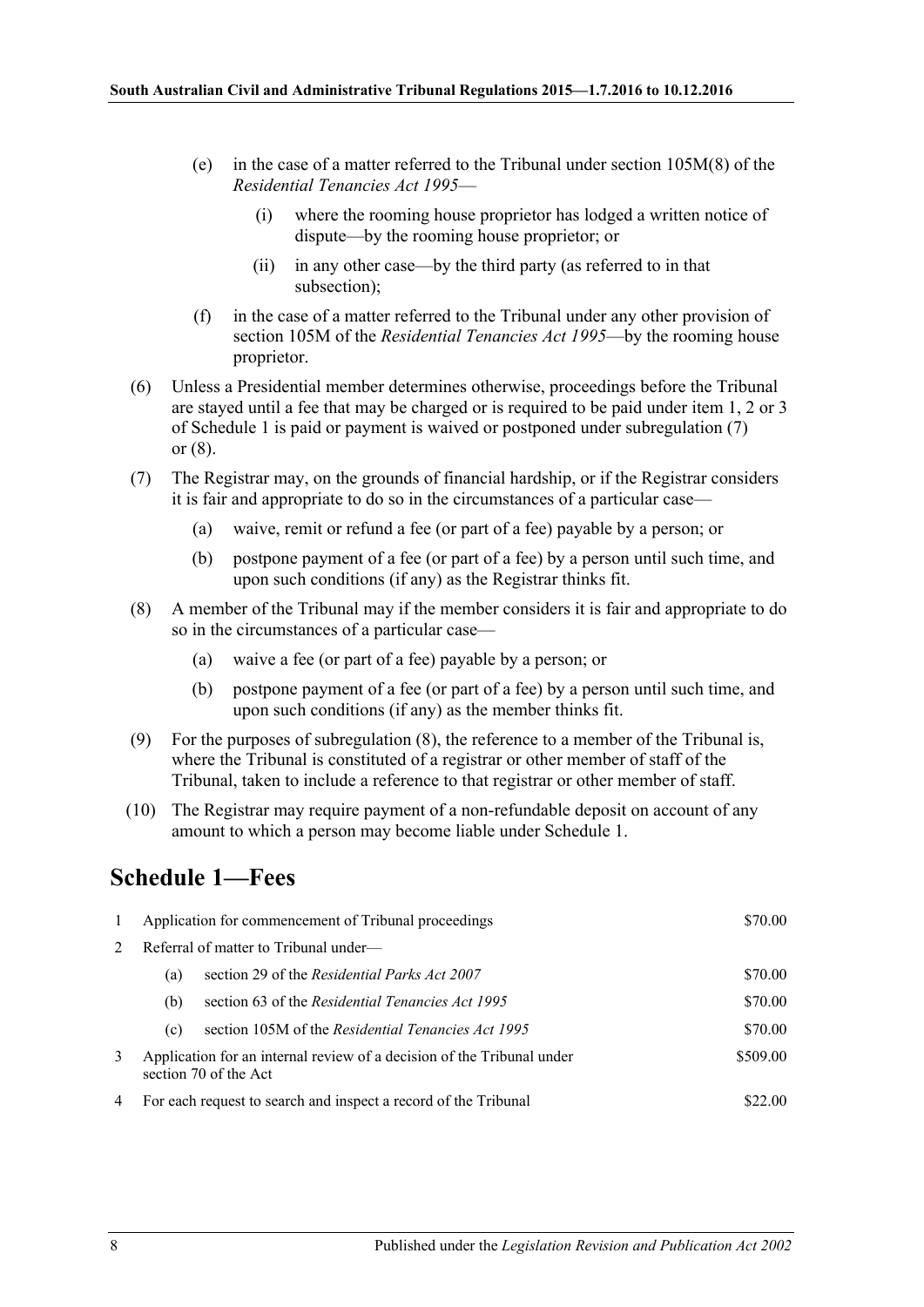(e) in the case of a matter referred to the Tribunal under section 105M(8) of the *Residential Tenancies Act 1995*—

(i) where the rooming house proprietor has lodged a written notice of dispute—by the rooming house proprietor; or

(ii) in any other case—by the third party (as referred to in that subsection);

(f) in the case of a matter referred to the Tribunal under any other provision of section 105M of the *Residential Tenancies Act 1995*—by the rooming house proprietor.

(6) Unless a Presidential member determines otherwise, proceedings before the Tribunal are stayed until a fee that may be charged or is required to be paid under item 1, 2 or 3 of Schedule 1 is paid or payment is waived or postponed under subregulation (7) or (8).

(7) The Registrar may, on the grounds of financial hardship, or if the Registrar considers it is fair and appropriate to do so in the circumstances of a particular case—

(a) waive, remit or refund a fee (or part of a fee) payable by a person; or

(b) postpone payment of a fee (or part of a fee) by a person until such time, and upon such conditions (if any) as the Registrar thinks fit.

(8) A member of the Tribunal may if the member considers it is fair and appropriate to do so in the circumstances of a particular case—

(a) waive a fee (or part of a fee) payable by a person; or

(b) postpone payment of a fee (or part of a fee) by a person until such time, and upon such conditions (if any) as the member thinks fit.

(9) For the purposes of subregulation (8), the reference to a member of the Tribunal is, where the Tribunal is constituted of a registrar or other member of staff of the Tribunal, taken to include a reference to that registrar or other member of staff.

(10) The Registrar may require payment of a non-refundable deposit on account of any amount to which a person may become liable under Schedule 1.

## Schedule 1—Fees

| | | |
|---|---|---|
| 1 | Application for commencement of Tribunal proceedings | \$70.00 |
| 2 | Referral of matter to Tribunal under— | |
| | (a) section 29 of the *Residential Parks Act 2007* | \$70.00 |
| | (b) section 63 of the *Residential Tenancies Act 1995* | \$70.00 |
| | (c) section 105M of the *Residential Tenancies Act 1995* | \$70.00 |
| 3 | Application for an internal review of a decision of the Tribunal under section 70 of the Act | \$509.00 |
| 4 | For each request to search and inspect a record of the Tribunal | \$22.00 |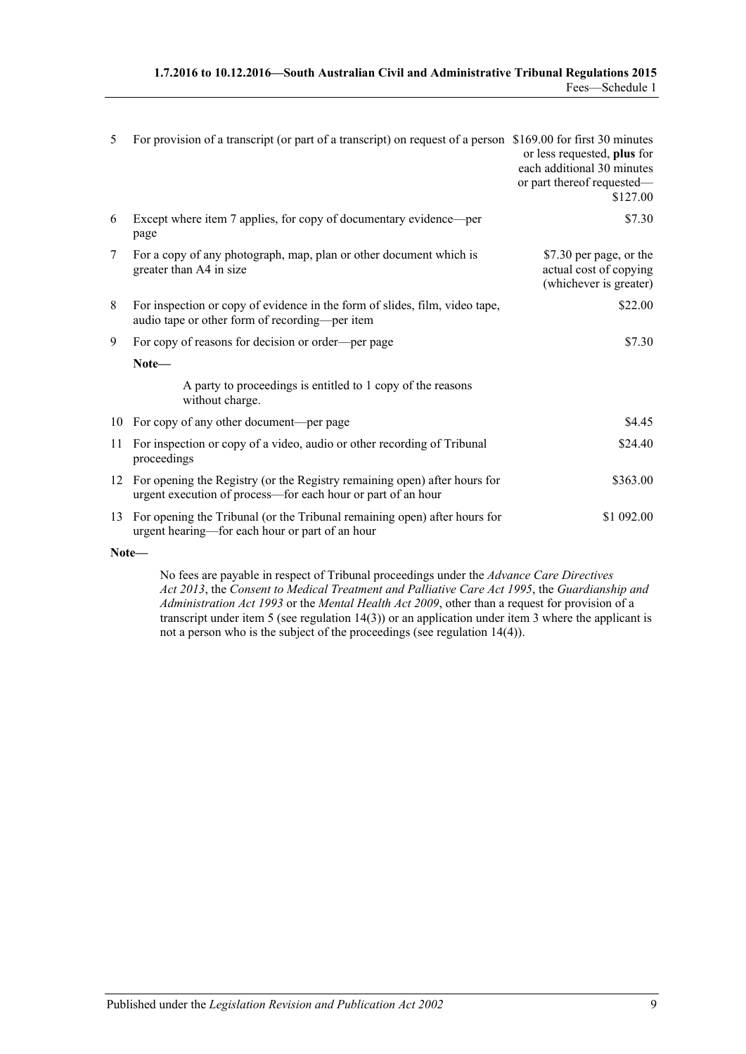| | | |
|---|---|---|
| 5 | For provision of a transcript (or part of a transcript) on request of a person | \$169.00 for first 30 minutes or less requested, **plus** for each additional 30 minutes or part thereof requested—\$127.00 |
| 6 | Except where item 7 applies, for copy of documentary evidence—per page | \$7.30 |
| 7 | For a copy of any photograph, map, plan or other document which is greater than A4 in size | \$7.30 per page, or the actual cost of copying (whichever is greater) |
| 8 | For inspection or copy of evidence in the form of slides, film, video tape, audio tape or other form of recording—per item | \$22.00 |
| 9 | For copy of reasons for decision or order—per page<br><br>**Note—**<br><br>A party to proceedings is entitled to 1 copy of the reasons without charge. | \$7.30 |
| 10 | For copy of any other document—per page | \$4.45 |
| 11 | For inspection or copy of a video, audio or other recording of Tribunal proceedings | \$24.40 |
| 12 | For opening the Registry (or the Registry remaining open) after hours for urgent execution of process—for each hour or part of an hour | \$363.00 |
| 13 | For opening the Tribunal (or the Tribunal remaining open) after hours for urgent hearing—for each hour or part of an hour | \$1 092.00 |

**Note—**

No fees are payable in respect of Tribunal proceedings under the *Advance Care Directives Act 2013*, the *Consent to Medical Treatment and Palliative Care Act 1995*, the *Guardianship and Administration Act 1993* or the *Mental Health Act 2009*, other than a request for provision of a transcript under item 5 (see regulation 14(3)) or an application under item 3 where the applicant is not a person who is the subject of the proceedings (see regulation 14(4)).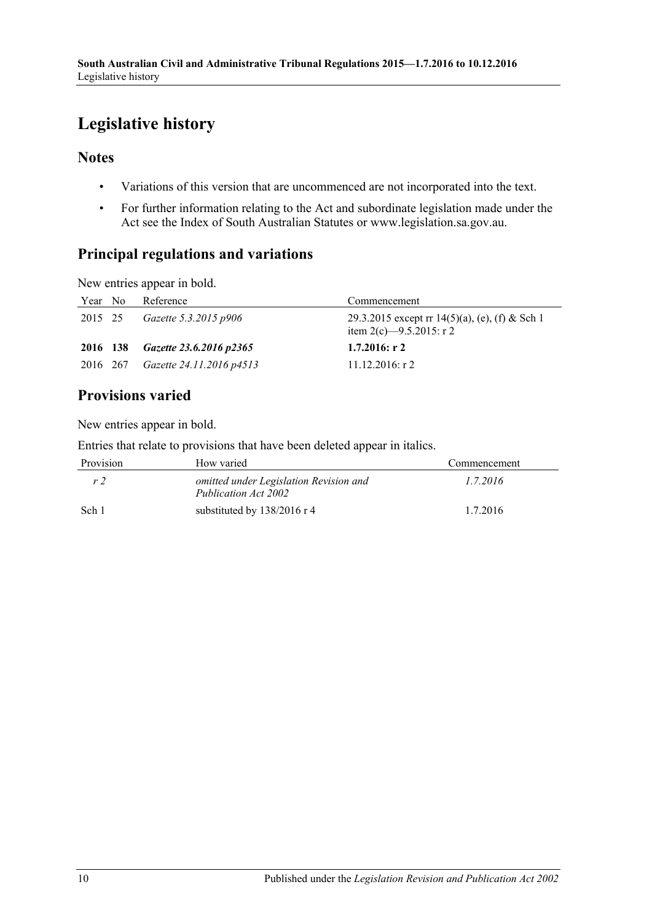# Legislative history

## Notes

- Variations of this version that are uncommenced are not incorporated into the text.
- For further information relating to the Act and subordinate legislation made under the Act see the Index of South Australian Statutes or www.legislation.sa.gov.au.

## Principal regulations and variations

New entries appear in bold.

| Year | No | Reference | Commencement |
|---|---|---|---|
| 2015 | 25 | *Gazette 5.3.2015 p906* | 29.3.2015 except rr 14(5)(a), (e), (f) & Sch 1 item 2(c)—9.5.2015: r 2 |
| **2016** | **138** | ***Gazette 23.6.2016 p2365*** | **1.7.2016: r 2** |
| 2016 | 267 | *Gazette 24.11.2016 p4513* | 11.12.2016: r 2 |

## Provisions varied

New entries appear in bold.

Entries that relate to provisions that have been deleted appear in italics.

| Provision | How varied | Commencement |
|---|---|---|
| *r 2* | *omitted under Legislation Revision and Publication Act 2002* | *1.7.2016* |
| Sch 1 | substituted by 138/2016 r 4 | 1.7.2016 |